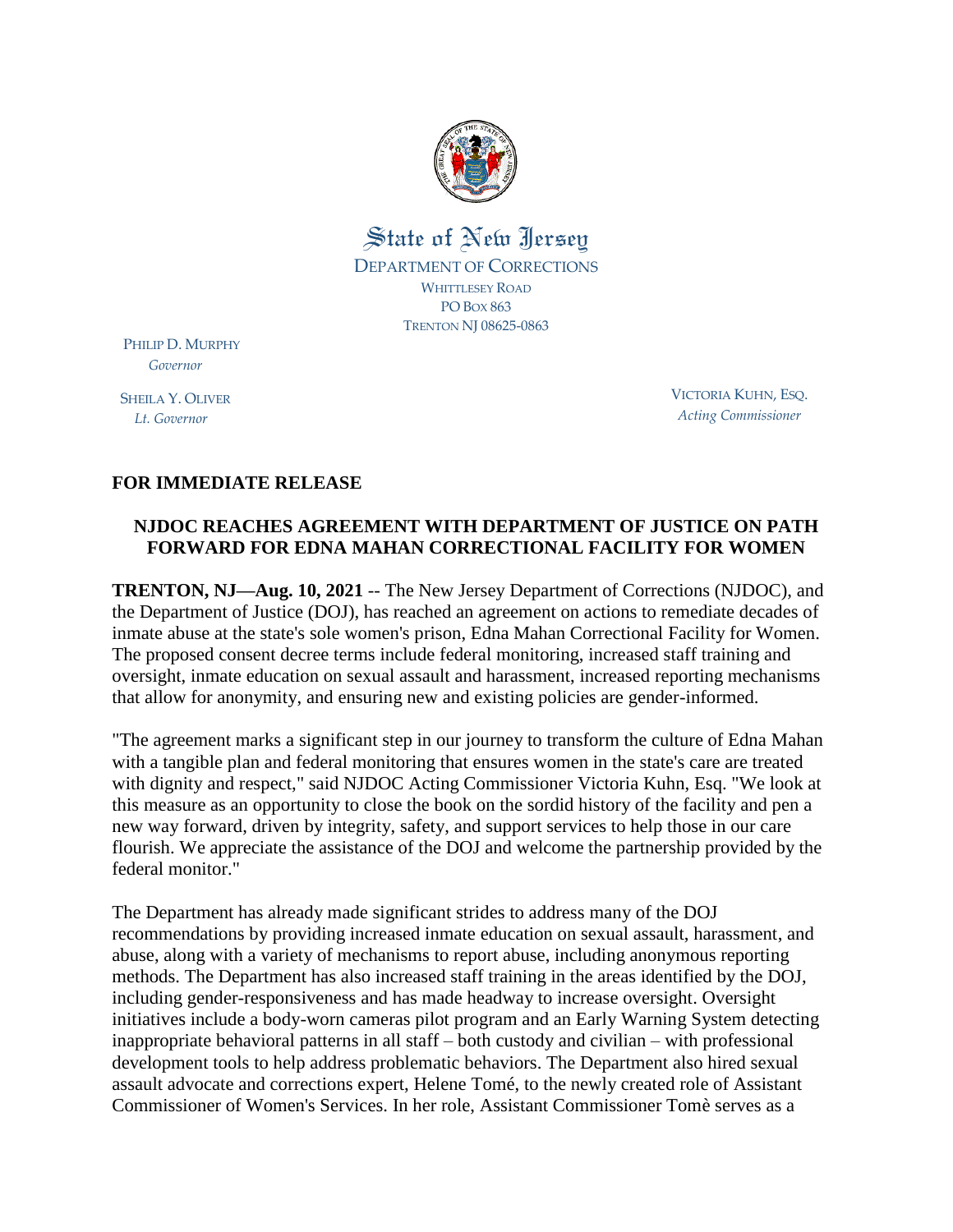State of New Jersey

DEPARTMENT OF CORRECTIONS
WHITTLESEY ROAD
PO BOX 863
TRENTON NJ 08625-0863

PHILIP D. MURPHY
*Governor*

SHEILA Y. OLIVER
*Lt. Governor*

VICTORIA KUHN, ESQ.
*Acting Commissioner*

**FOR IMMEDIATE RELEASE**

**NJDOC REACHES AGREEMENT WITH DEPARTMENT OF JUSTICE ON PATH FORWARD FOR EDNA MAHAN CORRECTIONAL FACILITY FOR WOMEN**

**TRENTON, NJ—Aug. 10, 2021** -- The New Jersey Department of Corrections (NJDOC), and the Department of Justice (DOJ), has reached an agreement on actions to remediate decades of inmate abuse at the state's sole women's prison, Edna Mahan Correctional Facility for Women. The proposed consent decree terms include federal monitoring, increased staff training and oversight, inmate education on sexual assault and harassment, increased reporting mechanisms that allow for anonymity, and ensuring new and existing policies are gender-informed.

"The agreement marks a significant step in our journey to transform the culture of Edna Mahan with a tangible plan and federal monitoring that ensures women in the state's care are treated with dignity and respect," said NJDOC Acting Commissioner Victoria Kuhn, Esq. "We look at this measure as an opportunity to close the book on the sordid history of the facility and pen a new way forward, driven by integrity, safety, and support services to help those in our care flourish. We appreciate the assistance of the DOJ and welcome the partnership provided by the federal monitor."

The Department has already made significant strides to address many of the DOJ recommendations by providing increased inmate education on sexual assault, harassment, and abuse, along with a variety of mechanisms to report abuse, including anonymous reporting methods. The Department has also increased staff training in the areas identified by the DOJ, including gender-responsiveness and has made headway to increase oversight. Oversight initiatives include a body-worn cameras pilot program and an Early Warning System detecting inappropriate behavioral patterns in all staff – both custody and civilian – with professional development tools to help address problematic behaviors. The Department also hired sexual assault advocate and corrections expert, Helene Tomé, to the newly created role of Assistant Commissioner of Women's Services. In her role, Assistant Commissioner Tomè serves as a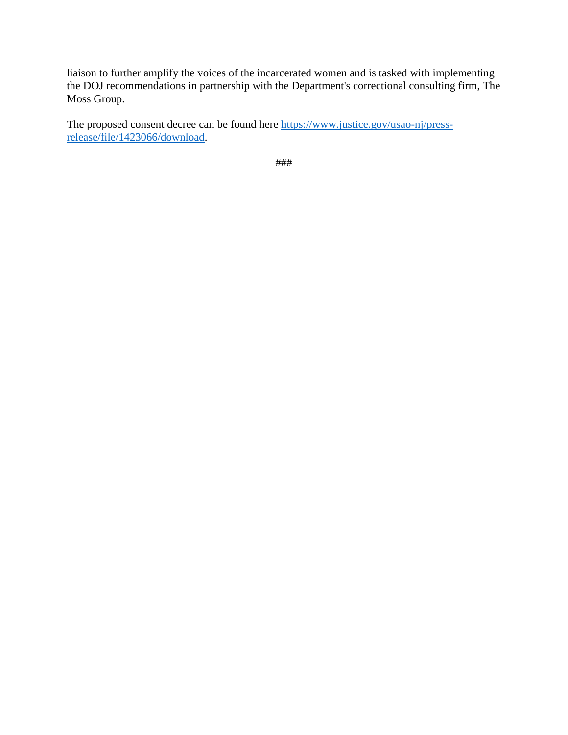liaison to further amplify the voices of the incarcerated women and is tasked with implementing the DOJ recommendations in partnership with the Department's correctional consulting firm, The Moss Group.

The proposed consent decree can be found here [https://www.justice.gov/usao-nj/press-release/file/1423066/download](https://www.justice.gov/usao-nj/press-release/file/1423066/download).

###